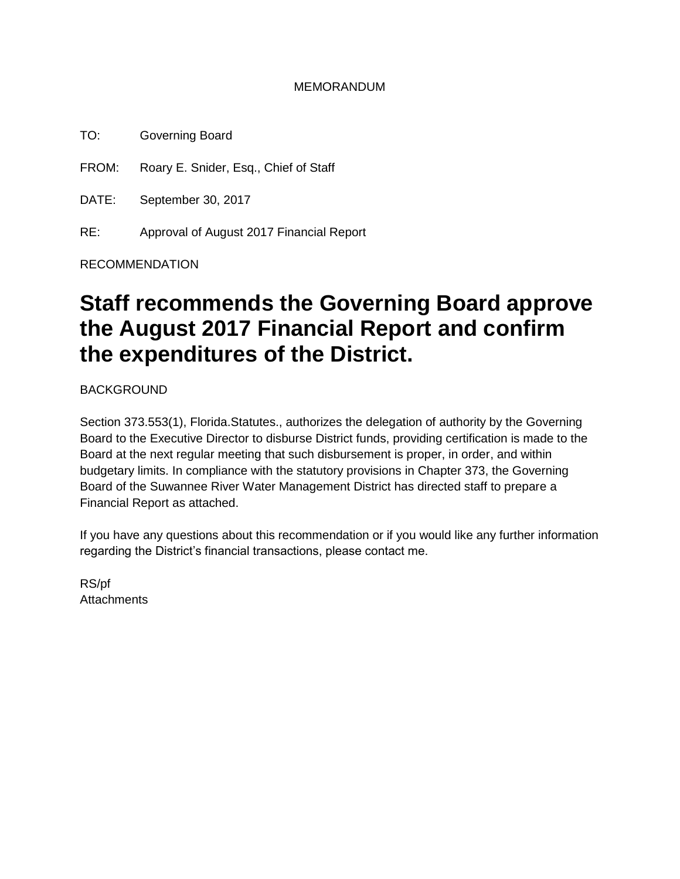MEMORANDUM

TO: Governing Board

FROM: Roary E. Snider, Esq., Chief of Staff

DATE: September 30, 2017

RE: Approval of August 2017 Financial Report

RECOMMENDATION

# Staff recommends the Governing Board approve the August 2017 Financial Report and confirm the expenditures of the District.

BACKGROUND

Section 373.553(1), Florida.Statutes., authorizes the delegation of authority by the Governing Board to the Executive Director to disburse District funds, providing certification is made to the Board at the next regular meeting that such disbursement is proper, in order, and within budgetary limits. In compliance with the statutory provisions in Chapter 373, the Governing Board of the Suwannee River Water Management District has directed staff to prepare a Financial Report as attached.

If you have any questions about this recommendation or if you would like any further information regarding the District's financial transactions, please contact me.

RS/pf
Attachments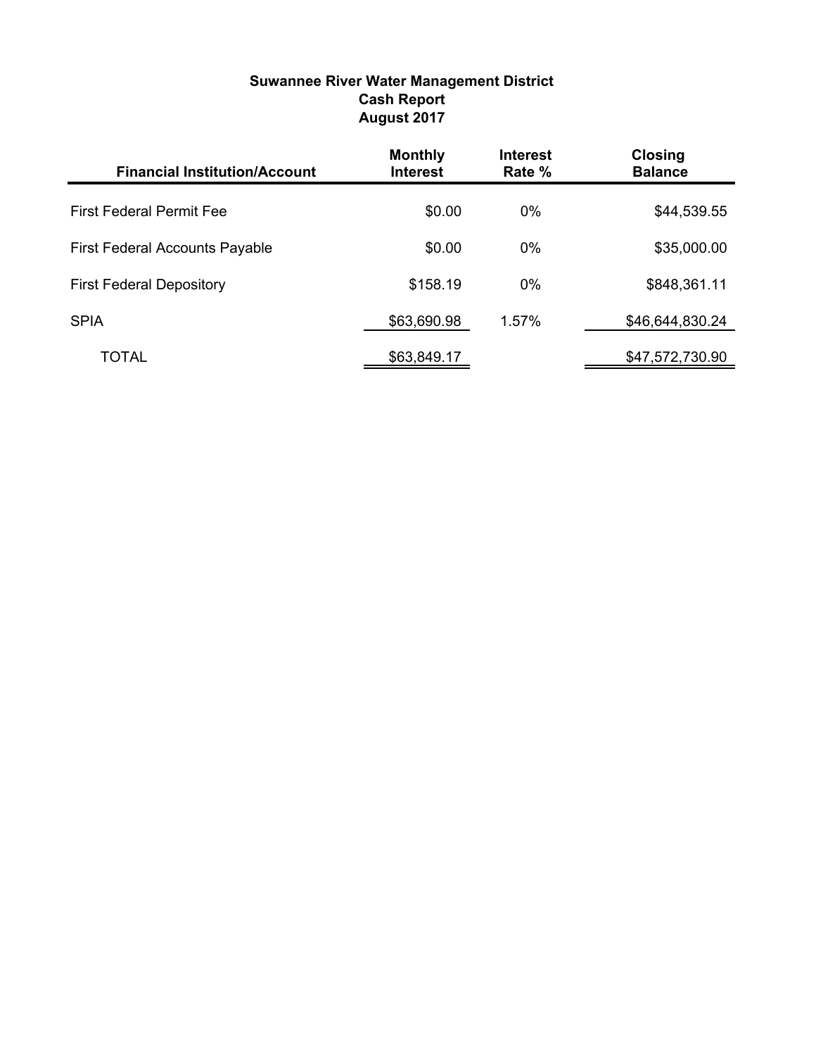**Suwannee River Water Management District**
**Cash Report**
**August 2017**

| Financial Institution/Account | Monthly Interest | Interest Rate % | Closing Balance |
|---|---|---|---|
| First Federal Permit Fee | $0.00 | 0% | $44,539.55 |
| First Federal Accounts Payable | $0.00 | 0% | $35,000.00 |
| First Federal Depository | $158.19 | 0% | $848,361.11 |
| SPIA | $63,690.98 | 1.57% | $46,644,830.24 |
| TOTAL | $63,849.17 | | $47,572,730.90 |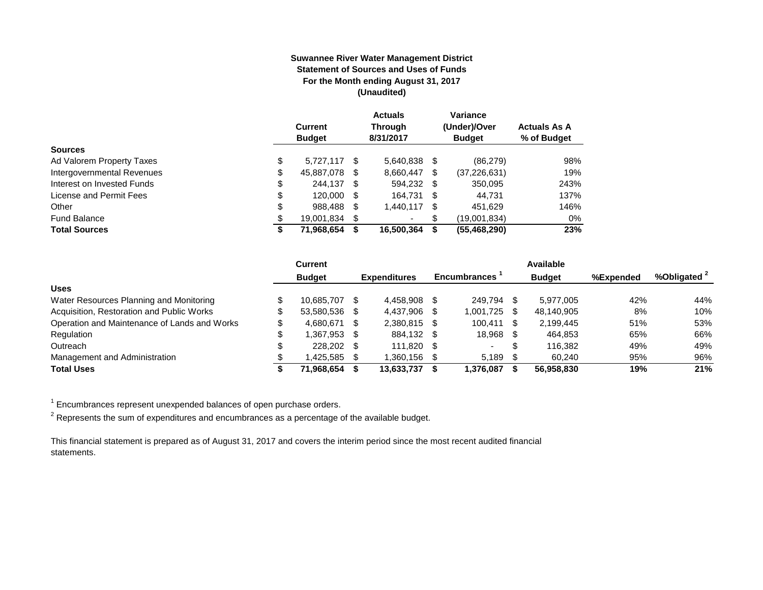**Suwannee River Water Management District**
**Statement of Sources and Uses of Funds**
**For the Month ending August 31, 2017**
**(Unaudited)**

| | Current Budget | Actuals Through 8/31/2017 | Variance (Under)/Over Budget | Actuals As A % of Budget |
|---|---|---|---|---|
| **Sources** | | | | |
| Ad Valorem Property Taxes | $ 5,727,117 | $ 5,640,838 | $ (86,279) | 98% |
| Intergovernmental Revenues | $ 45,887,078 | $ 8,660,447 | $ (37,226,631) | 19% |
| Interest on Invested Funds | $ 244,137 | $ 594,232 | $ 350,095 | 243% |
| License and Permit Fees | $ 120,000 | $ 164,731 | $ 44,731 | 137% |
| Other | $ 988,488 | $ 1,440,117 | $ 451,629 | 146% |
| Fund Balance | $ 19,001,834 | $ - | $ (19,001,834) | 0% |
| **Total Sources** | **$ 71,968,654** | **$ 16,500,364** | **$ (55,468,290)** | **23%** |

| | Current Budget | Expenditures | Encumbrances [1] | Available Budget | %Expended | %Obligated [2] |
|---|---|---|---|---|---|---|
| **Uses** | | | | | | |
| Water Resources Planning and Monitoring | $ 10,685,707 | $ 4,458,908 | $ 249,794 | $ 5,977,005 | 42% | 44% |
| Acquisition, Restoration and Public Works | $ 53,580,536 | $ 4,437,906 | $ 1,001,725 | $ 48,140,905 | 8% | 10% |
| Operation and Maintenance of Lands and Works | $ 4,680,671 | $ 2,380,815 | $ 100,411 | $ 2,199,445 | 51% | 53% |
| Regulation | $ 1,367,953 | $ 884,132 | $ 18,968 | $ 464,853 | 65% | 66% |
| Outreach | $ 228,202 | $ 111,820 | $ - | $ 116,382 | 49% | 49% |
| Management and Administration | $ 1,425,585 | $ 1,360,156 | $ 5,189 | $ 60,240 | 95% | 96% |
| **Total Uses** | **$ 71,968,654** | **$ 13,633,737** | **$ 1,376,087** | **$ 56,958,830** | **19%** | **21%** |

[1] Encumbrances represent unexpended balances of open purchase orders.

[2] Represents the sum of expenditures and encumbrances as a percentage of the available budget.

This financial statement is prepared as of August 31, 2017 and covers the interim period since the most recent audited financial statements.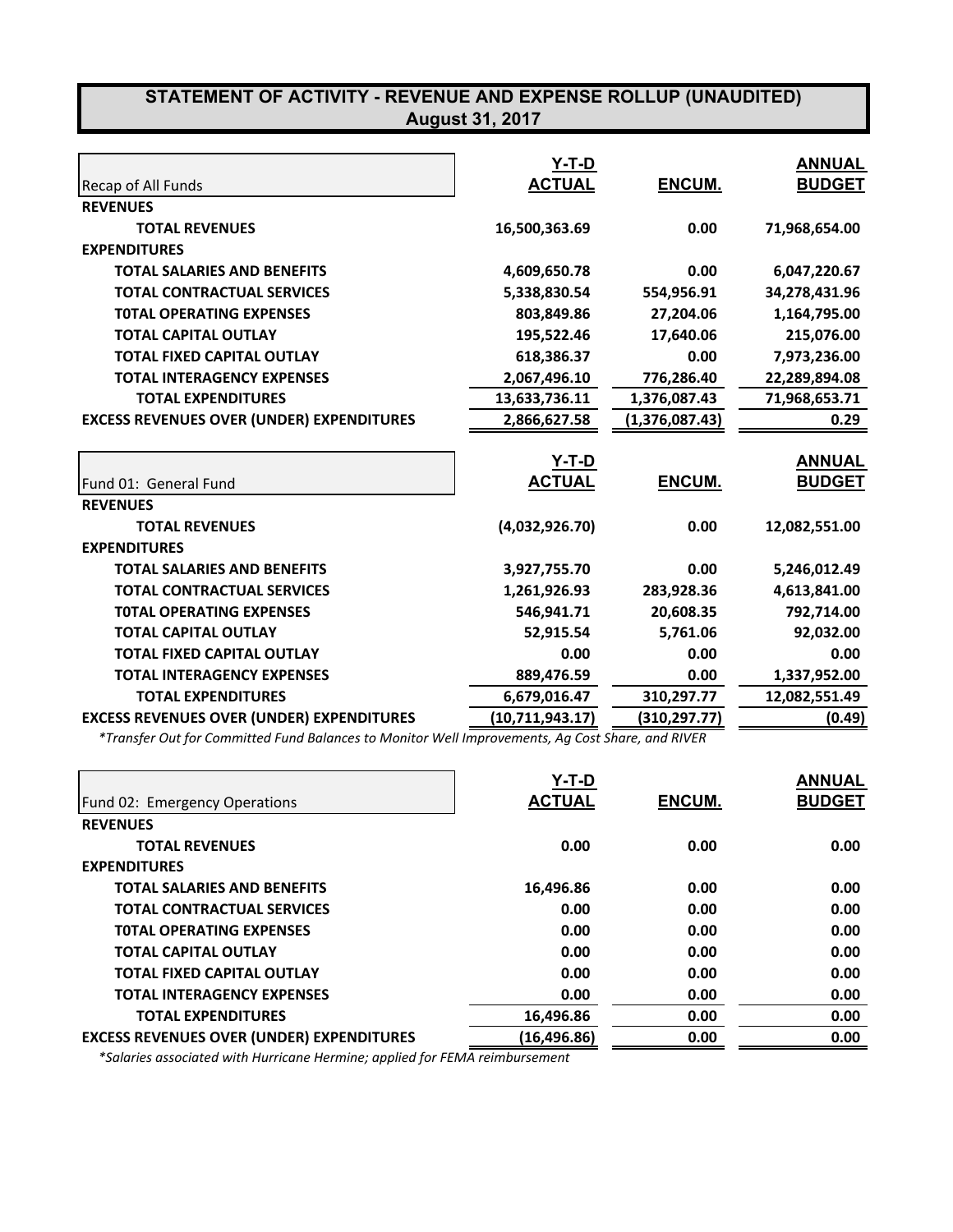# STATEMENT OF ACTIVITY - REVENUE AND EXPENSE ROLLUP (UNAUDITED)
## August 31, 2017

| Recap of All Funds | Y-T-D ACTUAL | ENCUM. | ANNUAL BUDGET |
|---|---|---|---|
| **REVENUES** | | | |
| **TOTAL REVENUES** | **16,500,363.69** | **0.00** | **71,968,654.00** |
| **EXPENDITURES** | | | |
| **TOTAL SALARIES AND BENEFITS** | **4,609,650.78** | **0.00** | **6,047,220.67** |
| **TOTAL CONTRACTUAL SERVICES** | **5,338,830.54** | **554,956.91** | **34,278,431.96** |
| **T0TAL OPERATING EXPENSES** | **803,849.86** | **27,204.06** | **1,164,795.00** |
| **TOTAL CAPITAL OUTLAY** | **195,522.46** | **17,640.06** | **215,076.00** |
| **TOTAL FIXED CAPITAL OUTLAY** | **618,386.37** | **0.00** | **7,973,236.00** |
| **TOTAL INTERAGENCY EXPENSES** | **2,067,496.10** | **776,286.40** | **22,289,894.08** |
| **TOTAL EXPENDITURES** | **13,633,736.11** | **1,376,087.43** | **71,968,653.71** |
| **EXCESS REVENUES OVER (UNDER) EXPENDITURES** | **2,866,627.58** | **(1,376,087.43)** | **0.29** |

| Fund 01: General Fund | Y-T-D ACTUAL | ENCUM. | ANNUAL BUDGET |
|---|---|---|---|
| **REVENUES** | | | |
| **TOTAL REVENUES** | **(4,032,926.70)** | **0.00** | **12,082,551.00** |
| **EXPENDITURES** | | | |
| **TOTAL SALARIES AND BENEFITS** | **3,927,755.70** | **0.00** | **5,246,012.49** |
| **TOTAL CONTRACTUAL SERVICES** | **1,261,926.93** | **283,928.36** | **4,613,841.00** |
| **T0TAL OPERATING EXPENSES** | **546,941.71** | **20,608.35** | **792,714.00** |
| **TOTAL CAPITAL OUTLAY** | **52,915.54** | **5,761.06** | **92,032.00** |
| **TOTAL FIXED CAPITAL OUTLAY** | **0.00** | **0.00** | **0.00** |
| **TOTAL INTERAGENCY EXPENSES** | **889,476.59** | **0.00** | **1,337,952.00** |
| **TOTAL EXPENDITURES** | **6,679,016.47** | **310,297.77** | **12,082,551.49** |
| **EXCESS REVENUES OVER (UNDER) EXPENDITURES** | **(10,711,943.17)** | **(310,297.77)** | **(0.49)** |

*\*Transfer Out for Committed Fund Balances to Monitor Well Improvements, Ag Cost Share, and RIVER*

| Fund 02: Emergency Operations | Y-T-D ACTUAL | ENCUM. | ANNUAL BUDGET |
|---|---|---|---|
| **REVENUES** | | | |
| **TOTAL REVENUES** | **0.00** | **0.00** | **0.00** |
| **EXPENDITURES** | | | |
| **TOTAL SALARIES AND BENEFITS** | **16,496.86** | **0.00** | **0.00** |
| **TOTAL CONTRACTUAL SERVICES** | **0.00** | **0.00** | **0.00** |
| **T0TAL OPERATING EXPENSES** | **0.00** | **0.00** | **0.00** |
| **TOTAL CAPITAL OUTLAY** | **0.00** | **0.00** | **0.00** |
| **TOTAL FIXED CAPITAL OUTLAY** | **0.00** | **0.00** | **0.00** |
| **TOTAL INTERAGENCY EXPENSES** | **0.00** | **0.00** | **0.00** |
| **TOTAL EXPENDITURES** | **16,496.86** | **0.00** | **0.00** |
| **EXCESS REVENUES OVER (UNDER) EXPENDITURES** | **(16,496.86)** | **0.00** | **0.00** |

*\*Salaries associated with Hurricane Hermine; applied for FEMA reimbursement*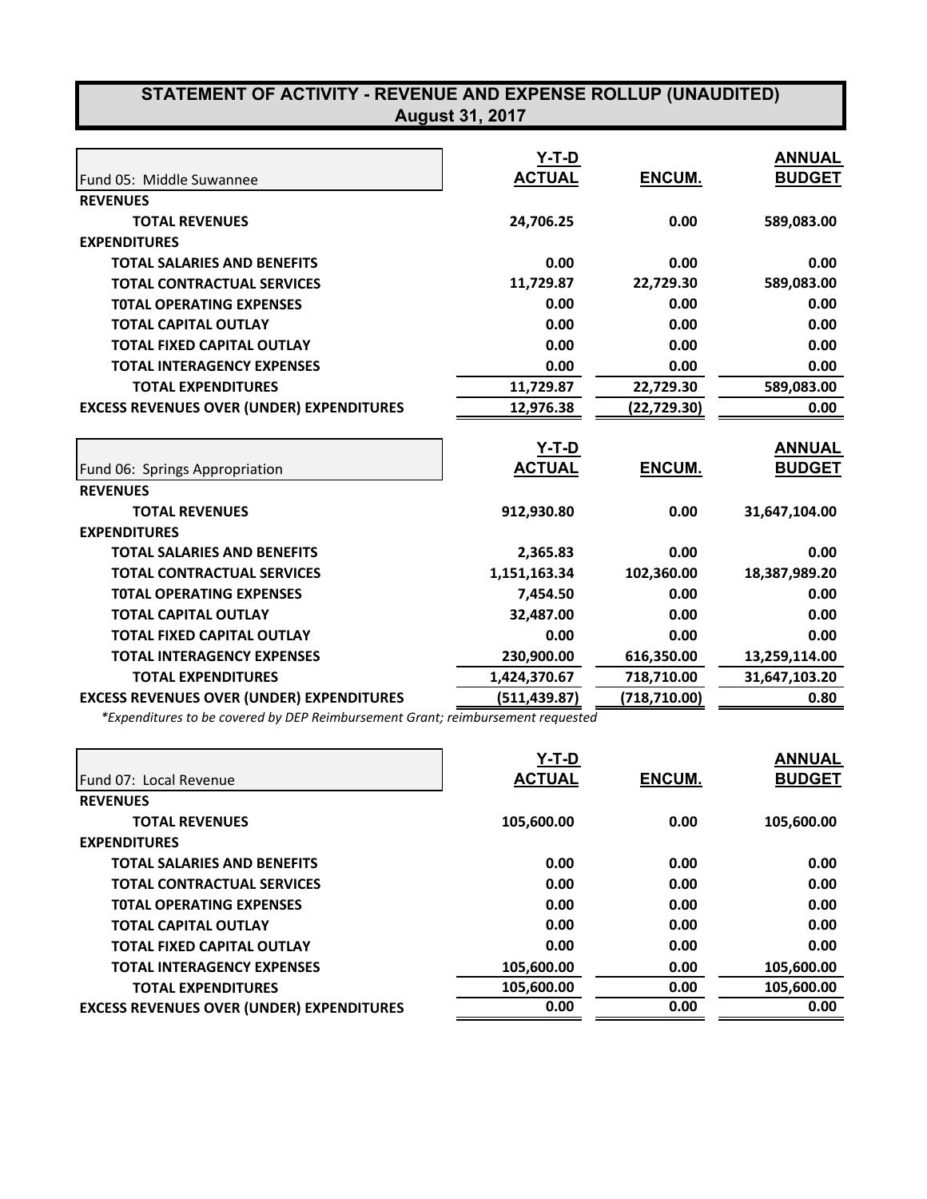# STATEMENT OF ACTIVITY - REVENUE AND EXPENSE ROLLUP (UNAUDITED)
## August 31, 2017

| Fund 05: Middle Suwannee | Y-T-D ACTUAL | ENCUM. | ANNUAL BUDGET |
|---|---|---|---|
| **REVENUES** | | | |
| **TOTAL REVENUES** | 24,706.25 | 0.00 | 589,083.00 |
| **EXPENDITURES** | | | |
| **TOTAL SALARIES AND BENEFITS** | 0.00 | 0.00 | 0.00 |
| **TOTAL CONTRACTUAL SERVICES** | 11,729.87 | 22,729.30 | 589,083.00 |
| **T0TAL OPERATING EXPENSES** | 0.00 | 0.00 | 0.00 |
| **TOTAL CAPITAL OUTLAY** | 0.00 | 0.00 | 0.00 |
| **TOTAL FIXED CAPITAL OUTLAY** | 0.00 | 0.00 | 0.00 |
| **TOTAL INTERAGENCY EXPENSES** | 0.00 | 0.00 | 0.00 |
| **TOTAL EXPENDITURES** | 11,729.87 | 22,729.30 | 589,083.00 |
| **EXCESS REVENUES OVER (UNDER) EXPENDITURES** | 12,976.38 | (22,729.30) | 0.00 |

| Fund 06: Springs Appropriation | Y-T-D ACTUAL | ENCUM. | ANNUAL BUDGET |
|---|---|---|---|
| **REVENUES** | | | |
| **TOTAL REVENUES** | 912,930.80 | 0.00 | 31,647,104.00 |
| **EXPENDITURES** | | | |
| **TOTAL SALARIES AND BENEFITS** | 2,365.83 | 0.00 | 0.00 |
| **TOTAL CONTRACTUAL SERVICES** | 1,151,163.34 | 102,360.00 | 18,387,989.20 |
| **T0TAL OPERATING EXPENSES** | 7,454.50 | 0.00 | 0.00 |
| **TOTAL CAPITAL OUTLAY** | 32,487.00 | 0.00 | 0.00 |
| **TOTAL FIXED CAPITAL OUTLAY** | 0.00 | 0.00 | 0.00 |
| **TOTAL INTERAGENCY EXPENSES** | 230,900.00 | 616,350.00 | 13,259,114.00 |
| **TOTAL EXPENDITURES** | 1,424,370.67 | 718,710.00 | 31,647,103.20 |
| **EXCESS REVENUES OVER (UNDER) EXPENDITURES** | (511,439.87) | (718,710.00) | 0.80 |

*\*Expenditures to be covered by DEP Reimbursement Grant; reimbursement requested*

| Fund 07: Local Revenue | Y-T-D ACTUAL | ENCUM. | ANNUAL BUDGET |
|---|---|---|---|
| **REVENUES** | | | |
| **TOTAL REVENUES** | 105,600.00 | 0.00 | 105,600.00 |
| **EXPENDITURES** | | | |
| **TOTAL SALARIES AND BENEFITS** | 0.00 | 0.00 | 0.00 |
| **TOTAL CONTRACTUAL SERVICES** | 0.00 | 0.00 | 0.00 |
| **T0TAL OPERATING EXPENSES** | 0.00 | 0.00 | 0.00 |
| **TOTAL CAPITAL OUTLAY** | 0.00 | 0.00 | 0.00 |
| **TOTAL FIXED CAPITAL OUTLAY** | 0.00 | 0.00 | 0.00 |
| **TOTAL INTERAGENCY EXPENSES** | 105,600.00 | 0.00 | 105,600.00 |
| **TOTAL EXPENDITURES** | 105,600.00 | 0.00 | 105,600.00 |
| **EXCESS REVENUES OVER (UNDER) EXPENDITURES** | 0.00 | 0.00 | 0.00 |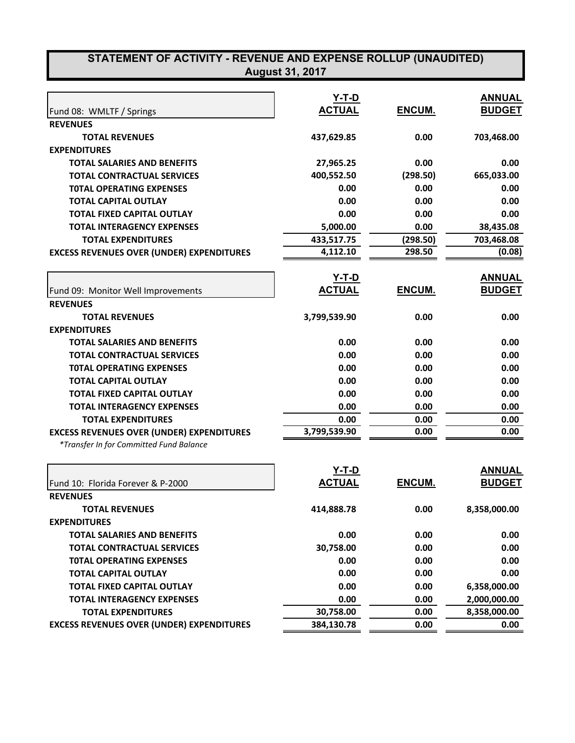# STATEMENT OF ACTIVITY - REVENUE AND EXPENSE ROLLUP (UNAUDITED)
## August 31, 2017

| Fund 08: WMLTF / Springs | Y-T-D ACTUAL | ENCUM. | ANNUAL BUDGET |
|---|---|---|---|
| **REVENUES** | | | |
| **TOTAL REVENUES** | **437,629.85** | **0.00** | **703,468.00** |
| **EXPENDITURES** | | | |
| **TOTAL SALARIES AND BENEFITS** | **27,965.25** | **0.00** | **0.00** |
| **TOTAL CONTRACTUAL SERVICES** | **400,552.50** | **(298.50)** | **665,033.00** |
| **T0TAL OPERATING EXPENSES** | **0.00** | **0.00** | **0.00** |
| **TOTAL CAPITAL OUTLAY** | **0.00** | **0.00** | **0.00** |
| **TOTAL FIXED CAPITAL OUTLAY** | **0.00** | **0.00** | **0.00** |
| **TOTAL INTERAGENCY EXPENSES** | **5,000.00** | **0.00** | **38,435.08** |
| **TOTAL EXPENDITURES** | **433,517.75** | **(298.50)** | **703,468.08** |
| **EXCESS REVENUES OVER (UNDER) EXPENDITURES** | **4,112.10** | **298.50** | **(0.08)** |

| Fund 09: Monitor Well Improvements | Y-T-D ACTUAL | ENCUM. | ANNUAL BUDGET |
|---|---|---|---|
| **REVENUES** | | | |
| **TOTAL REVENUES** | **3,799,539.90** | **0.00** | **0.00** |
| **EXPENDITURES** | | | |
| **TOTAL SALARIES AND BENEFITS** | **0.00** | **0.00** | **0.00** |
| **TOTAL CONTRACTUAL SERVICES** | **0.00** | **0.00** | **0.00** |
| **T0TAL OPERATING EXPENSES** | **0.00** | **0.00** | **0.00** |
| **TOTAL CAPITAL OUTLAY** | **0.00** | **0.00** | **0.00** |
| **TOTAL FIXED CAPITAL OUTLAY** | **0.00** | **0.00** | **0.00** |
| **TOTAL INTERAGENCY EXPENSES** | **0.00** | **0.00** | **0.00** |
| **TOTAL EXPENDITURES** | **0.00** | **0.00** | **0.00** |
| **EXCESS REVENUES OVER (UNDER) EXPENDITURES** | **3,799,539.90** | **0.00** | **0.00** |

*\*Transfer In for Committed Fund Balance*

| Fund 10: Florida Forever & P-2000 | Y-T-D ACTUAL | ENCUM. | ANNUAL BUDGET |
|---|---|---|---|
| **REVENUES** | | | |
| **TOTAL REVENUES** | **414,888.78** | **0.00** | **8,358,000.00** |
| **EXPENDITURES** | | | |
| **TOTAL SALARIES AND BENEFITS** | **0.00** | **0.00** | **0.00** |
| **TOTAL CONTRACTUAL SERVICES** | **30,758.00** | **0.00** | **0.00** |
| **T0TAL OPERATING EXPENSES** | **0.00** | **0.00** | **0.00** |
| **TOTAL CAPITAL OUTLAY** | **0.00** | **0.00** | **0.00** |
| **TOTAL FIXED CAPITAL OUTLAY** | **0.00** | **0.00** | **6,358,000.00** |
| **TOTAL INTERAGENCY EXPENSES** | **0.00** | **0.00** | **2,000,000.00** |
| **TOTAL EXPENDITURES** | **30,758.00** | **0.00** | **8,358,000.00** |
| **EXCESS REVENUES OVER (UNDER) EXPENDITURES** | **384,130.78** | **0.00** | **0.00** |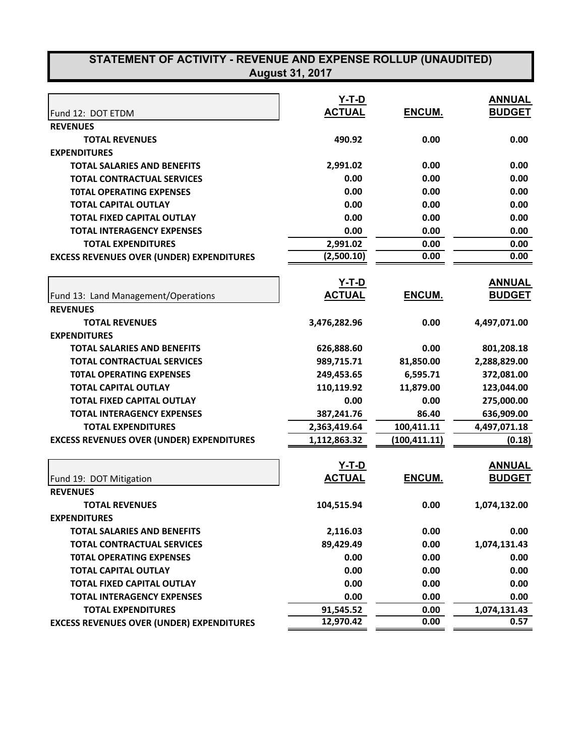# STATEMENT OF ACTIVITY - REVENUE AND EXPENSE ROLLUP (UNAUDITED)
## August 31, 2017

| Fund 12: DOT ETDM | Y-T-D ACTUAL | ENCUM. | ANNUAL BUDGET |
|---|---|---|---|
| **REVENUES** | | | |
| **TOTAL REVENUES** | **490.92** | **0.00** | **0.00** |
| **EXPENDITURES** | | | |
| **TOTAL SALARIES AND BENEFITS** | **2,991.02** | **0.00** | **0.00** |
| **TOTAL CONTRACTUAL SERVICES** | **0.00** | **0.00** | **0.00** |
| **T0TAL OPERATING EXPENSES** | **0.00** | **0.00** | **0.00** |
| **TOTAL CAPITAL OUTLAY** | **0.00** | **0.00** | **0.00** |
| **TOTAL FIXED CAPITAL OUTLAY** | **0.00** | **0.00** | **0.00** |
| **TOTAL INTERAGENCY EXPENSES** | **0.00** | **0.00** | **0.00** |
| **TOTAL EXPENDITURES** | **2,991.02** | **0.00** | **0.00** |
| **EXCESS REVENUES OVER (UNDER) EXPENDITURES** | **(2,500.10)** | **0.00** | **0.00** |

| Fund 13: Land Management/Operations | Y-T-D ACTUAL | ENCUM. | ANNUAL BUDGET |
|---|---|---|---|
| **REVENUES** | | | |
| **TOTAL REVENUES** | **3,476,282.96** | **0.00** | **4,497,071.00** |
| **EXPENDITURES** | | | |
| **TOTAL SALARIES AND BENEFITS** | **626,888.60** | **0.00** | **801,208.18** |
| **TOTAL CONTRACTUAL SERVICES** | **989,715.71** | **81,850.00** | **2,288,829.00** |
| **T0TAL OPERATING EXPENSES** | **249,453.65** | **6,595.71** | **372,081.00** |
| **TOTAL CAPITAL OUTLAY** | **110,119.92** | **11,879.00** | **123,044.00** |
| **TOTAL FIXED CAPITAL OUTLAY** | **0.00** | **0.00** | **275,000.00** |
| **TOTAL INTERAGENCY EXPENSES** | **387,241.76** | **86.40** | **636,909.00** |
| **TOTAL EXPENDITURES** | **2,363,419.64** | **100,411.11** | **4,497,071.18** |
| **EXCESS REVENUES OVER (UNDER) EXPENDITURES** | **1,112,863.32** | **(100,411.11)** | **(0.18)** |

| Fund 19: DOT Mitigation | Y-T-D ACTUAL | ENCUM. | ANNUAL BUDGET |
|---|---|---|---|
| **REVENUES** | | | |
| **TOTAL REVENUES** | **104,515.94** | **0.00** | **1,074,132.00** |
| **EXPENDITURES** | | | |
| **TOTAL SALARIES AND BENEFITS** | **2,116.03** | **0.00** | **0.00** |
| **TOTAL CONTRACTUAL SERVICES** | **89,429.49** | **0.00** | **1,074,131.43** |
| **T0TAL OPERATING EXPENSES** | **0.00** | **0.00** | **0.00** |
| **TOTAL CAPITAL OUTLAY** | **0.00** | **0.00** | **0.00** |
| **TOTAL FIXED CAPITAL OUTLAY** | **0.00** | **0.00** | **0.00** |
| **TOTAL INTERAGENCY EXPENSES** | **0.00** | **0.00** | **0.00** |
| **TOTAL EXPENDITURES** | **91,545.52** | **0.00** | **1,074,131.43** |
| **EXCESS REVENUES OVER (UNDER) EXPENDITURES** | **12,970.42** | **0.00** | **0.57** |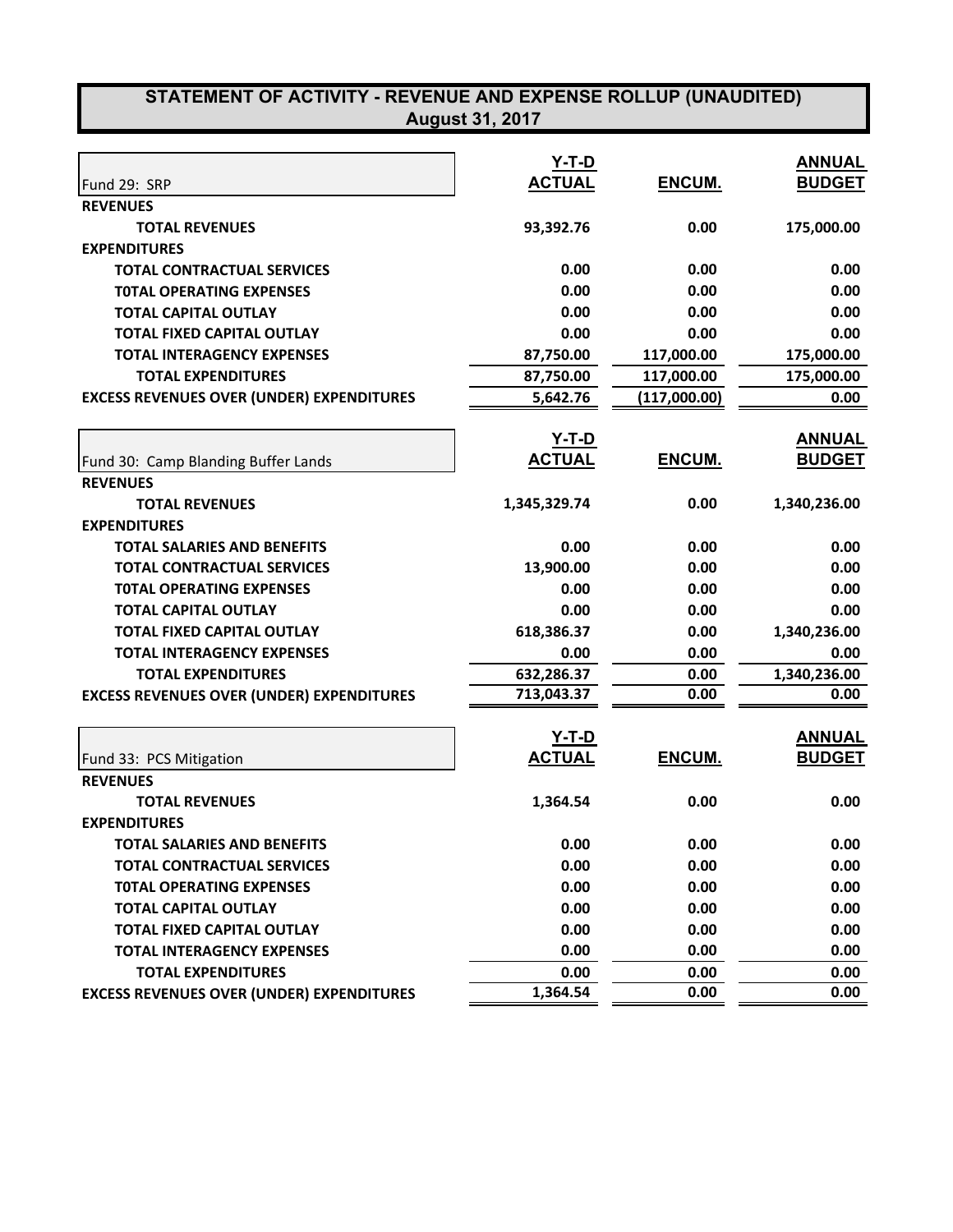# STATEMENT OF ACTIVITY - REVENUE AND EXPENSE ROLLUP (UNAUDITED)
## August 31, 2017

| Fund 29: SRP | Y-T-D ACTUAL | ENCUM. | ANNUAL BUDGET |
|---|---|---|---|
| **REVENUES** | | | |
| **TOTAL REVENUES** | 93,392.76 | 0.00 | 175,000.00 |
| **EXPENDITURES** | | | |
| **TOTAL CONTRACTUAL SERVICES** | 0.00 | 0.00 | 0.00 |
| **T0TAL OPERATING EXPENSES** | 0.00 | 0.00 | 0.00 |
| **TOTAL CAPITAL OUTLAY** | 0.00 | 0.00 | 0.00 |
| **TOTAL FIXED CAPITAL OUTLAY** | 0.00 | 0.00 | 0.00 |
| **TOTAL INTERAGENCY EXPENSES** | 87,750.00 | 117,000.00 | 175,000.00 |
| **TOTAL EXPENDITURES** | 87,750.00 | 117,000.00 | 175,000.00 |
| **EXCESS REVENUES OVER (UNDER) EXPENDITURES** | 5,642.76 | (117,000.00) | 0.00 |

| Fund 30: Camp Blanding Buffer Lands | Y-T-D ACTUAL | ENCUM. | ANNUAL BUDGET |
|---|---|---|---|
| **REVENUES** | | | |
| **TOTAL REVENUES** | 1,345,329.74 | 0.00 | 1,340,236.00 |
| **EXPENDITURES** | | | |
| **TOTAL SALARIES AND BENEFITS** | 0.00 | 0.00 | 0.00 |
| **TOTAL CONTRACTUAL SERVICES** | 13,900.00 | 0.00 | 0.00 |
| **T0TAL OPERATING EXPENSES** | 0.00 | 0.00 | 0.00 |
| **TOTAL CAPITAL OUTLAY** | 0.00 | 0.00 | 0.00 |
| **TOTAL FIXED CAPITAL OUTLAY** | 618,386.37 | 0.00 | 1,340,236.00 |
| **TOTAL INTERAGENCY EXPENSES** | 0.00 | 0.00 | 0.00 |
| **TOTAL EXPENDITURES** | 632,286.37 | 0.00 | 1,340,236.00 |
| **EXCESS REVENUES OVER (UNDER) EXPENDITURES** | 713,043.37 | 0.00 | 0.00 |

| Fund 33: PCS Mitigation | Y-T-D ACTUAL | ENCUM. | ANNUAL BUDGET |
|---|---|---|---|
| **REVENUES** | | | |
| **TOTAL REVENUES** | 1,364.54 | 0.00 | 0.00 |
| **EXPENDITURES** | | | |
| **TOTAL SALARIES AND BENEFITS** | 0.00 | 0.00 | 0.00 |
| **TOTAL CONTRACTUAL SERVICES** | 0.00 | 0.00 | 0.00 |
| **T0TAL OPERATING EXPENSES** | 0.00 | 0.00 | 0.00 |
| **TOTAL CAPITAL OUTLAY** | 0.00 | 0.00 | 0.00 |
| **TOTAL FIXED CAPITAL OUTLAY** | 0.00 | 0.00 | 0.00 |
| **TOTAL INTERAGENCY EXPENSES** | 0.00 | 0.00 | 0.00 |
| **TOTAL EXPENDITURES** | 0.00 | 0.00 | 0.00 |
| **EXCESS REVENUES OVER (UNDER) EXPENDITURES** | 1,364.54 | 0.00 | 0.00 |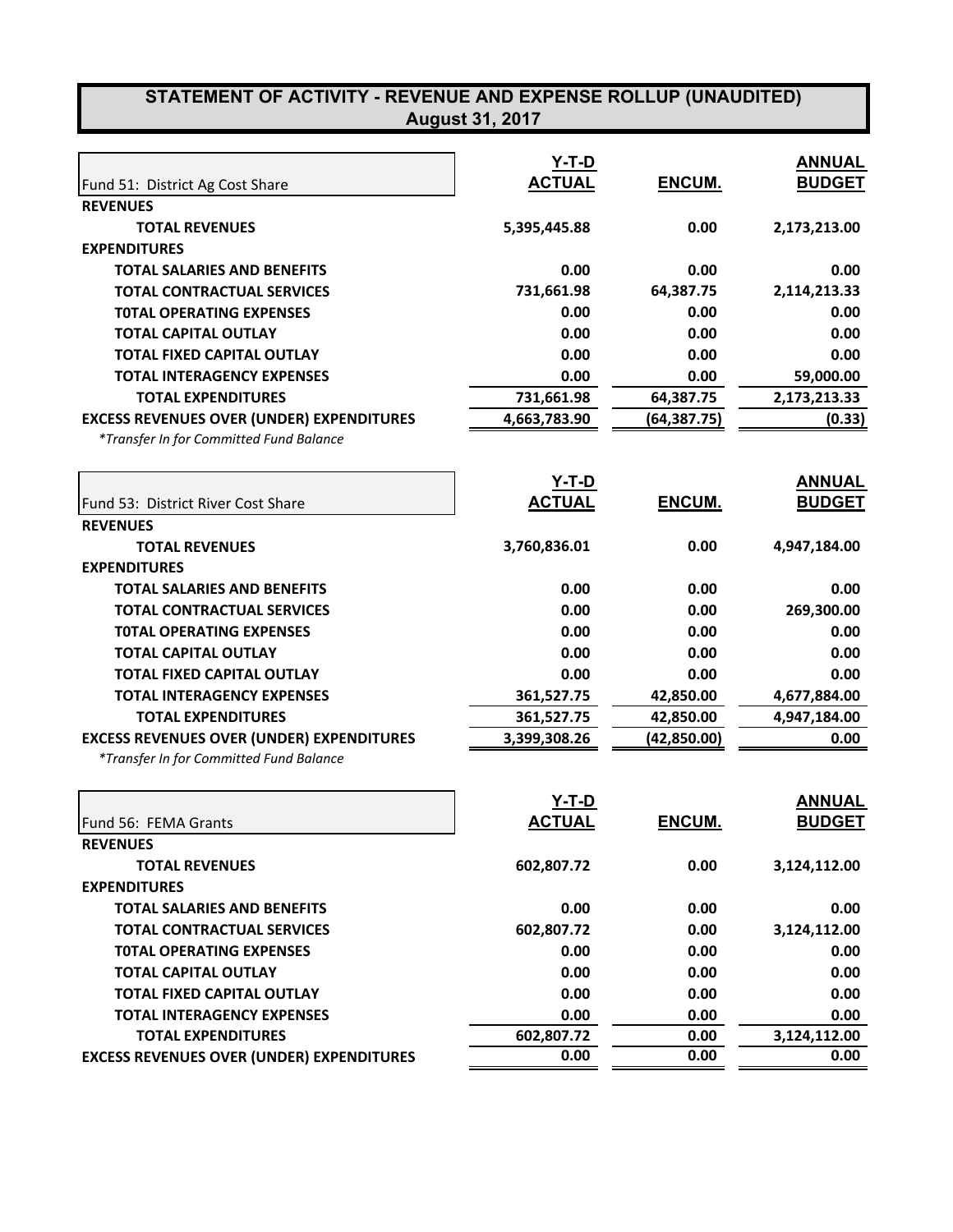# STATEMENT OF ACTIVITY - REVENUE AND EXPENSE ROLLUP (UNAUDITED)
## August 31, 2017

| Fund 51: District Ag Cost Share | Y-T-D ACTUAL | ENCUM. | ANNUAL BUDGET |
|---|---|---|---|
| **REVENUES** | | | |
| **TOTAL REVENUES** | 5,395,445.88 | 0.00 | 2,173,213.00 |
| **EXPENDITURES** | | | |
| **TOTAL SALARIES AND BENEFITS** | 0.00 | 0.00 | 0.00 |
| **TOTAL CONTRACTUAL SERVICES** | 731,661.98 | 64,387.75 | 2,114,213.33 |
| **T0TAL OPERATING EXPENSES** | 0.00 | 0.00 | 0.00 |
| **TOTAL CAPITAL OUTLAY** | 0.00 | 0.00 | 0.00 |
| **TOTAL FIXED CAPITAL OUTLAY** | 0.00 | 0.00 | 0.00 |
| **TOTAL INTERAGENCY EXPENSES** | 0.00 | 0.00 | 59,000.00 |
| **TOTAL EXPENDITURES** | 731,661.98 | 64,387.75 | 2,173,213.33 |
| **EXCESS REVENUES OVER (UNDER) EXPENDITURES** | 4,663,783.90 | (64,387.75) | (0.33) |

*\*Transfer In for Committed Fund Balance*

| Fund 53: District River Cost Share | Y-T-D ACTUAL | ENCUM. | ANNUAL BUDGET |
|---|---|---|---|
| **REVENUES** | | | |
| **TOTAL REVENUES** | 3,760,836.01 | 0.00 | 4,947,184.00 |
| **EXPENDITURES** | | | |
| **TOTAL SALARIES AND BENEFITS** | 0.00 | 0.00 | 0.00 |
| **TOTAL CONTRACTUAL SERVICES** | 0.00 | 0.00 | 269,300.00 |
| **T0TAL OPERATING EXPENSES** | 0.00 | 0.00 | 0.00 |
| **TOTAL CAPITAL OUTLAY** | 0.00 | 0.00 | 0.00 |
| **TOTAL FIXED CAPITAL OUTLAY** | 0.00 | 0.00 | 0.00 |
| **TOTAL INTERAGENCY EXPENSES** | 361,527.75 | 42,850.00 | 4,677,884.00 |
| **TOTAL EXPENDITURES** | 361,527.75 | 42,850.00 | 4,947,184.00 |
| **EXCESS REVENUES OVER (UNDER) EXPENDITURES** | 3,399,308.26 | (42,850.00) | 0.00 |

*\*Transfer In for Committed Fund Balance*

| Fund 56: FEMA Grants | Y-T-D ACTUAL | ENCUM. | ANNUAL BUDGET |
|---|---|---|---|
| **REVENUES** | | | |
| **TOTAL REVENUES** | 602,807.72 | 0.00 | 3,124,112.00 |
| **EXPENDITURES** | | | |
| **TOTAL SALARIES AND BENEFITS** | 0.00 | 0.00 | 0.00 |
| **TOTAL CONTRACTUAL SERVICES** | 602,807.72 | 0.00 | 3,124,112.00 |
| **T0TAL OPERATING EXPENSES** | 0.00 | 0.00 | 0.00 |
| **TOTAL CAPITAL OUTLAY** | 0.00 | 0.00 | 0.00 |
| **TOTAL FIXED CAPITAL OUTLAY** | 0.00 | 0.00 | 0.00 |
| **TOTAL INTERAGENCY EXPENSES** | 0.00 | 0.00 | 0.00 |
| **TOTAL EXPENDITURES** | 602,807.72 | 0.00 | 3,124,112.00 |
| **EXCESS REVENUES OVER (UNDER) EXPENDITURES** | 0.00 | 0.00 | 0.00 |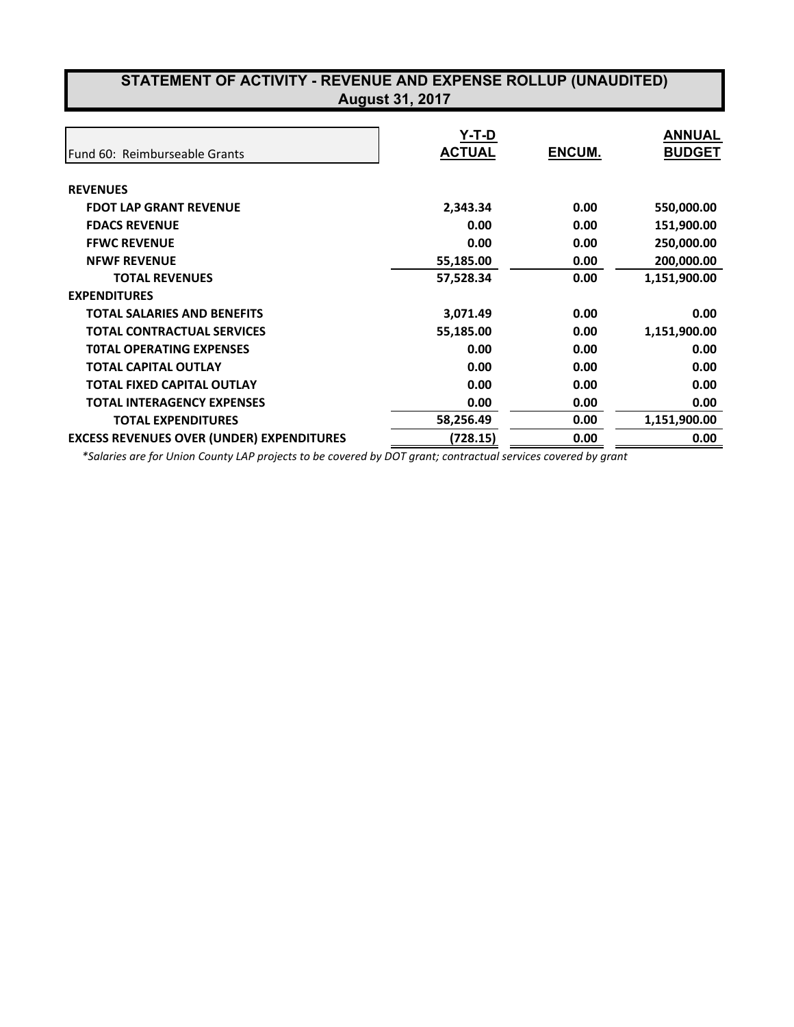# STATEMENT OF ACTIVITY - REVENUE AND EXPENSE ROLLUP (UNAUDITED)

## August 31, 2017

| Fund 60: Reimburseable Grants | Y-T-D ACTUAL | ENCUM. | ANNUAL BUDGET |
|---|---|---|---|
| **REVENUES** | | | |
| **FDOT LAP GRANT REVENUE** | **2,343.34** | **0.00** | **550,000.00** |
| **FDACS REVENUE** | **0.00** | **0.00** | **151,900.00** |
| **FFWC REVENUE** | **0.00** | **0.00** | **250,000.00** |
| **NFWF REVENUE** | **55,185.00** | **0.00** | **200,000.00** |
| **TOTAL REVENUES** | **57,528.34** | **0.00** | **1,151,900.00** |
| **EXPENDITURES** | | | |
| **TOTAL SALARIES AND BENEFITS** | **3,071.49** | **0.00** | **0.00** |
| **TOTAL CONTRACTUAL SERVICES** | **55,185.00** | **0.00** | **1,151,900.00** |
| **T0TAL OPERATING EXPENSES** | **0.00** | **0.00** | **0.00** |
| **TOTAL CAPITAL OUTLAY** | **0.00** | **0.00** | **0.00** |
| **TOTAL FIXED CAPITAL OUTLAY** | **0.00** | **0.00** | **0.00** |
| **TOTAL INTERAGENCY EXPENSES** | **0.00** | **0.00** | **0.00** |
| **TOTAL EXPENDITURES** | **58,256.49** | **0.00** | **1,151,900.00** |
| **EXCESS REVENUES OVER (UNDER) EXPENDITURES** | **(728.15)** | **0.00** | **0.00** |

*\*Salaries are for Union County LAP projects to be covered by DOT grant; contractual services covered by grant*